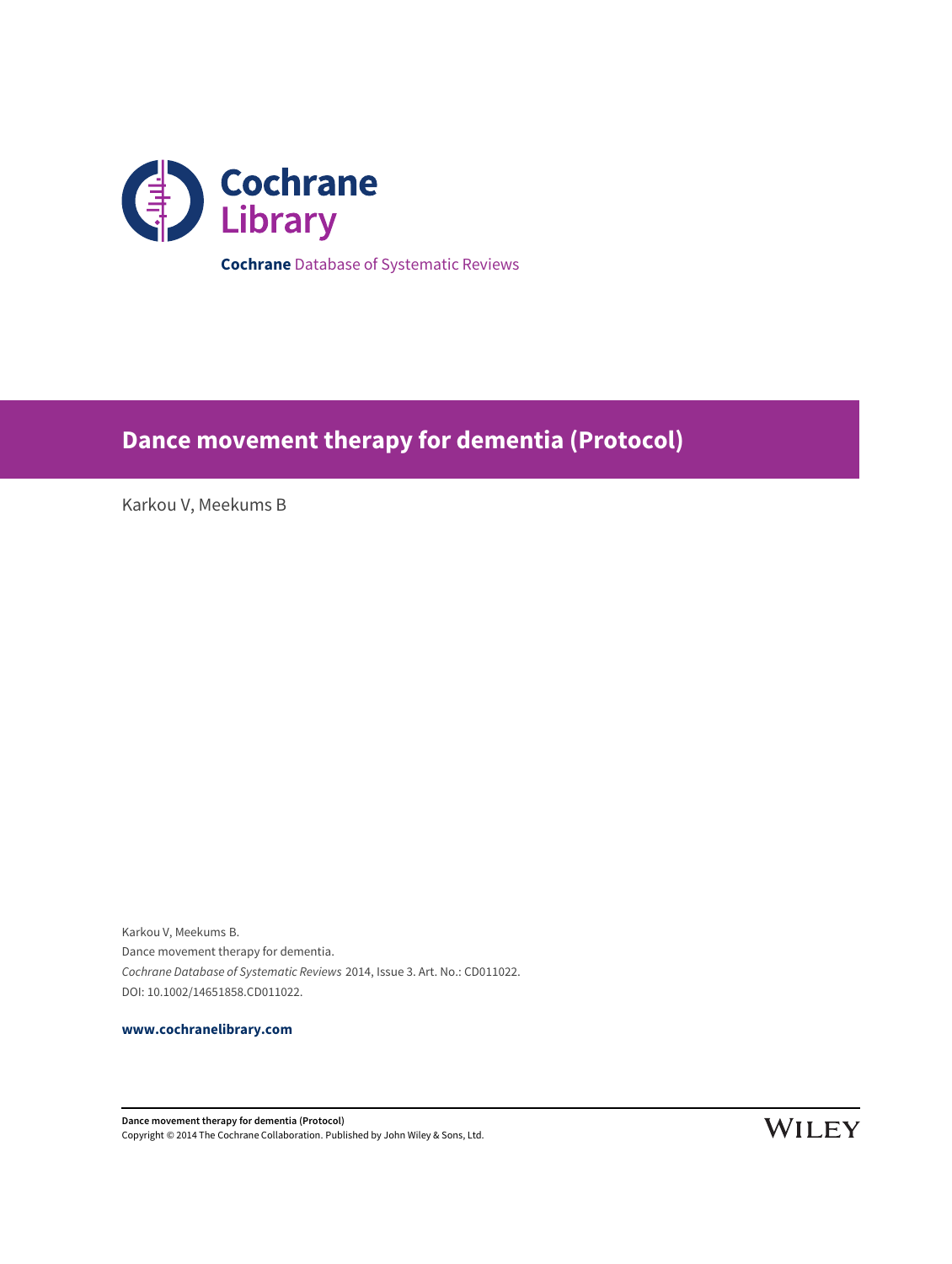**Cochrane** Library

**Cochrane** Database of Systematic Reviews

# Dance movement therapy for dementia (Protocol)

Karkou V, Meekums B

Karkou V, Meekums B.
Dance movement therapy for dementia.
*Cochrane Database of Systematic Reviews* 2014, Issue 3. Art. No.: CD011022.
DOI: 10.1002/14651858.CD011022.

**www.cochranelibrary.com**

**Dance movement therapy for dementia (Protocol)**
Copyright © 2014 The Cochrane Collaboration. Published by John Wiley & Sons, Ltd.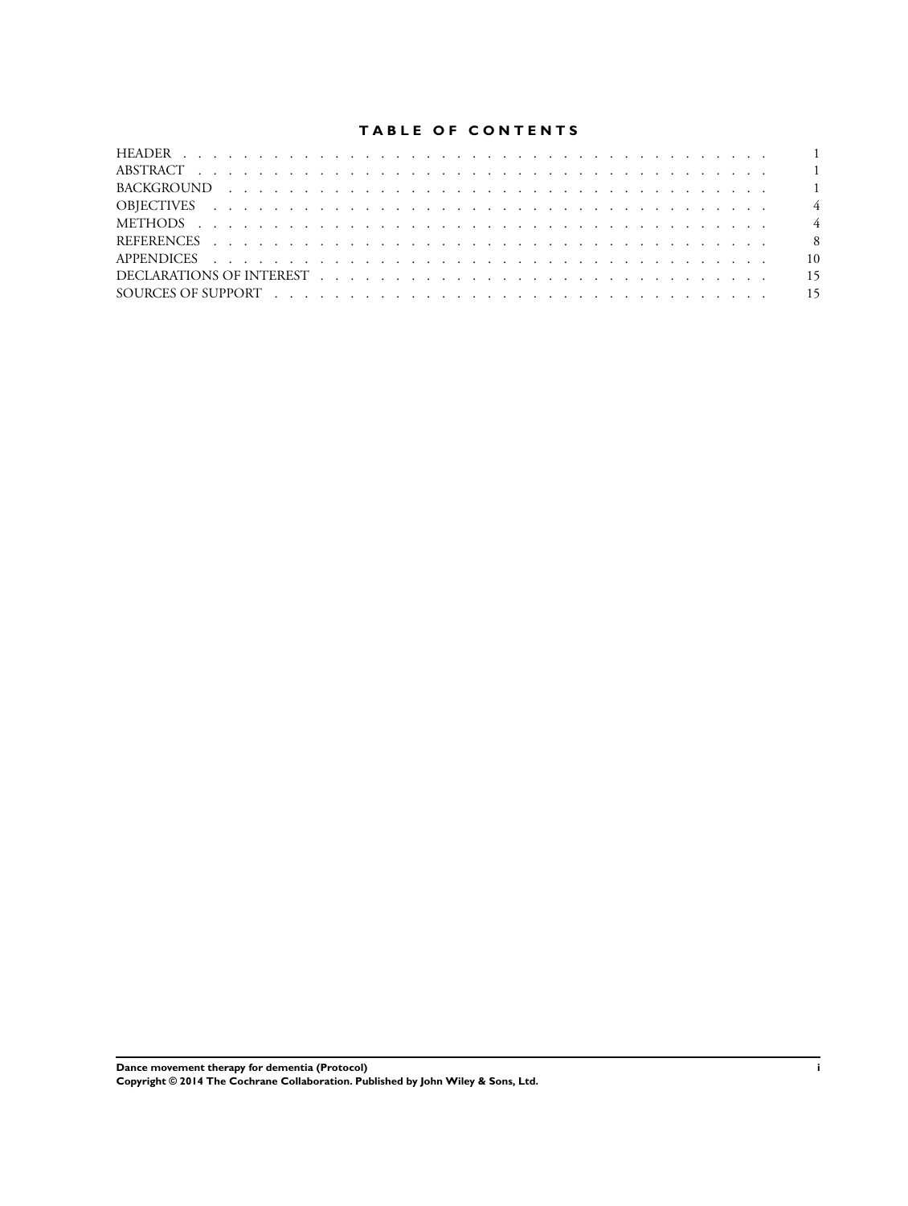# TABLE OF CONTENTS

| | |
|---|---|
| HEADER | 1 |
| ABSTRACT | 1 |
| BACKGROUND | 1 |
| OBJECTIVES | 4 |
| METHODS | 4 |
| REFERENCES | 8 |
| APPENDICES | 10 |
| DECLARATIONS OF INTEREST | 15 |
| SOURCES OF SUPPORT | 15 |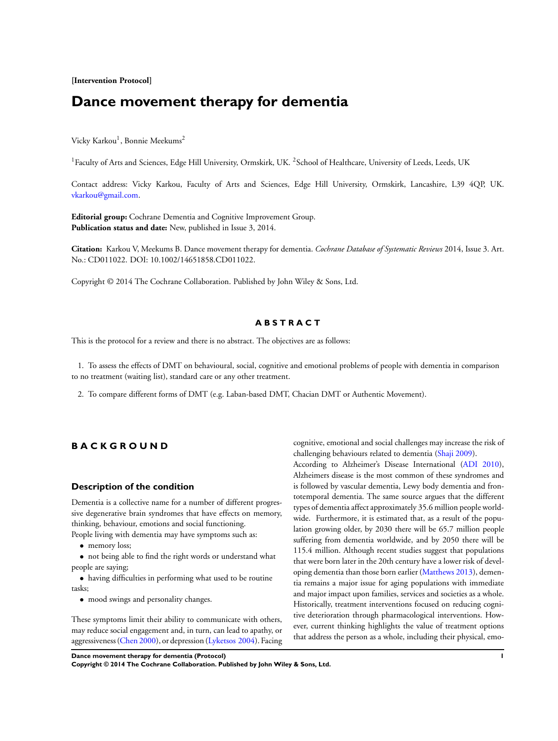[**Intervention Protocol**]

# Dance movement therapy for dementia

Vicky Karkou[1], Bonnie Meekums[2]

[1]Faculty of Arts and Sciences, Edge Hill University, Ormskirk, UK. [2]School of Healthcare, University of Leeds, Leeds, UK

Contact address: Vicky Karkou, Faculty of Arts and Sciences, Edge Hill University, Ormskirk, Lancashire, L39 4QP, UK. vkarkou@gmail.com.

**Editorial group:** Cochrane Dementia and Cognitive Improvement Group.
**Publication status and date:** New, published in Issue 3, 2014.

**Citation:** Karkou V, Meekums B. Dance movement therapy for dementia. *Cochrane Database of Systematic Reviews* 2014, Issue 3. Art. No.: CD011022. DOI: 10.1002/14651858.CD011022.

Copyright © 2014 The Cochrane Collaboration. Published by John Wiley & Sons, Ltd.

## ABSTRACT

This is the protocol for a review and there is no abstract. The objectives are as follows:

1. To assess the effects of DMT on behavioural, social, cognitive and emotional problems of people with dementia in comparison to no treatment (waiting list), standard care or any other treatment.

2. To compare different forms of DMT (e.g. Laban-based DMT, Chacian DMT or Authentic Movement).

## BACKGROUND

### Description of the condition

Dementia is a collective name for a number of different progressive degenerative brain syndromes that have effects on memory, thinking, behaviour, emotions and social functioning.
People living with dementia may have symptoms such as:

- memory loss;
- not being able to find the right words or understand what people are saying;
- having difficulties in performing what used to be routine tasks;
- mood swings and personality changes.

These symptoms limit their ability to communicate with others, may reduce social engagement and, in turn, can lead to apathy, or aggressiveness (Chen 2000), or depression (Lyketsos 2004). Facing cognitive, emotional and social challenges may increase the risk of challenging behaviours related to dementia (Shaji 2009).

According to Alzheimer's Disease International (ADI 2010), Alzheimers disease is the most common of these syndromes and is followed by vascular dementia, Lewy body dementia and frontotemporal dementia. The same source argues that the different types of dementia affect approximately 35.6 million people worldwide. Furthermore, it is estimated that, as a result of the population growing older, by 2030 there will be 65.7 million people suffering from dementia worldwide, and by 2050 there will be 115.4 million. Although recent studies suggest that populations that were born later in the 20th century have a lower risk of developing dementia than those born earlier (Matthews 2013), dementia remains a major issue for aging populations with immediate and major impact upon families, services and societies as a whole. Historically, treatment interventions focused on reducing cognitive deterioration through pharmacological interventions. However, current thinking highlights the value of treatment options that address the person as a whole, including their physical, emo-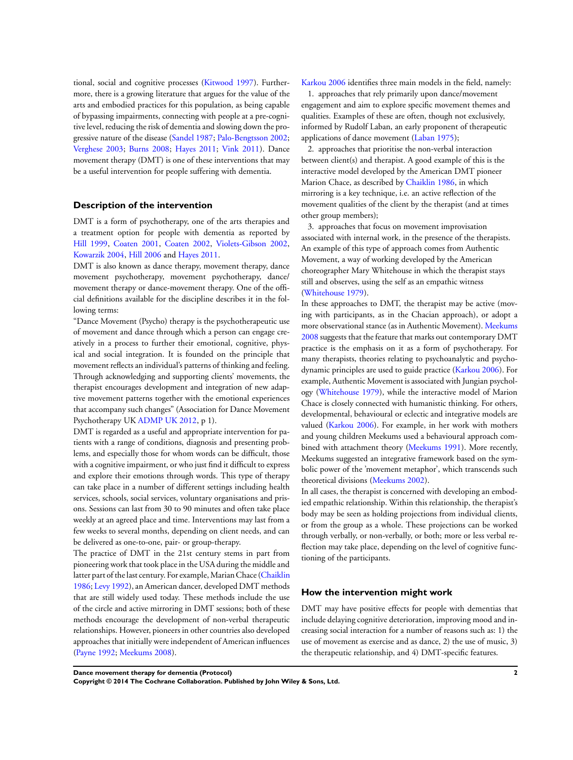tional, social and cognitive processes (Kitwood 1997). Furthermore, there is a growing literature that argues for the value of the arts and embodied practices for this population, as being capable of bypassing impairments, connecting with people at a pre-cognitive level, reducing the risk of dementia and slowing down the progressive nature of the disease (Sandel 1987; Palo-Bengtsson 2002; Verghese 2003; Burns 2008; Hayes 2011; Vink 2011). Dance movement therapy (DMT) is one of these interventions that may be a useful intervention for people suffering with dementia.

## Description of the intervention

DMT is a form of psychotherapy, one of the arts therapies and a treatment option for people with dementia as reported by Hill 1999, Coaten 2001, Coaten 2002, Violets-Gibson 2002, Kowarzik 2004, Hill 2006 and Hayes 2011.

DMT is also known as dance therapy, movement therapy, dance movement psychotherapy, movement psychotherapy, dance/movement therapy or dance-movement therapy. One of the official definitions available for the discipline describes it in the following terms:

"Dance Movement (Psycho) therapy is the psychotherapeutic use of movement and dance through which a person can engage creatively in a process to further their emotional, cognitive, physical and social integration. It is founded on the principle that movement reflects an individual's patterns of thinking and feeling. Through acknowledging and supporting clients' movements, the therapist encourages development and integration of new adaptive movement patterns together with the emotional experiences that accompany such changes" (Association for Dance Movement Psychotherapy UK ADMP UK 2012, p 1).

DMT is regarded as a useful and appropriate intervention for patients with a range of conditions, diagnosis and presenting problems, and especially those for whom words can be difficult, those with a cognitive impairment, or who just find it difficult to express and explore their emotions through words. This type of therapy can take place in a number of different settings including health services, schools, social services, voluntary organisations and prisons. Sessions can last from 30 to 90 minutes and often take place weekly at an agreed place and time. Interventions may last from a few weeks to several months, depending on client needs, and can be delivered as one-to-one, pair- or group-therapy.

The practice of DMT in the 21st century stems in part from pioneering work that took place in the USA during the middle and latter part of the last century. For example, Marian Chace (Chaiklin 1986; Levy 1992), an American dancer, developed DMT methods that are still widely used today. These methods include the use of the circle and active mirroring in DMT sessions; both of these methods encourage the development of non-verbal therapeutic relationships. However, pioneers in other countries also developed approaches that initially were independent of American influences (Payne 1992; Meekums 2008).

Karkou 2006 identifies three main models in the field, namely:

1. approaches that rely primarily upon dance/movement engagement and aim to explore specific movement themes and qualities. Examples of these are often, though not exclusively, informed by Rudolf Laban, an early proponent of therapeutic applications of dance movement (Laban 1975);
2. approaches that prioritise the non-verbal interaction between client(s) and therapist. A good example of this is the interactive model developed by the American DMT pioneer Marion Chace, as described by Chaiklin 1986, in which mirroring is a key technique, i.e. an active reflection of the movement qualities of the client by the therapist (and at times other group members);
3. approaches that focus on movement improvisation associated with internal work, in the presence of the therapists. An example of this type of approach comes from Authentic Movement, a way of working developed by the American choreographer Mary Whitehouse in which the therapist stays still and observes, using the self as an empathic witness (Whitehouse 1979).

In these approaches to DMT, the therapist may be active (moving with participants, as in the Chacian approach), or adopt a more observational stance (as in Authentic Movement). Meekums 2008 suggests that the feature that marks out contemporary DMT practice is the emphasis on it as a form of psychotherapy. For many therapists, theories relating to psychoanalytic and psychodynamic principles are used to guide practice (Karkou 2006). For example, Authentic Movement is associated with Jungian psychology (Whitehouse 1979), while the interactive model of Marion Chace is closely connected with humanistic thinking. For others, developmental, behavioural or eclectic and integrative models are valued (Karkou 2006). For example, in her work with mothers and young children Meekums used a behavioural approach combined with attachment theory (Meekums 1991). More recently, Meekums suggested an integrative framework based on the symbolic power of the 'movement metaphor', which transcends such theoretical divisions (Meekums 2002).

In all cases, the therapist is concerned with developing an embodied empathic relationship. Within this relationship, the therapist's body may be seen as holding projections from individual clients, or from the group as a whole. These projections can be worked through verbally, or non-verbally, or both; more or less verbal reflection may take place, depending on the level of cognitive functioning of the participants.

## How the intervention might work

DMT may have positive effects for people with dementias that include delaying cognitive deterioration, improving mood and increasing social interaction for a number of reasons such as: 1) the use of movement as exercise and as dance, 2) the use of music, 3) the therapeutic relationship, and 4) DMT-specific features.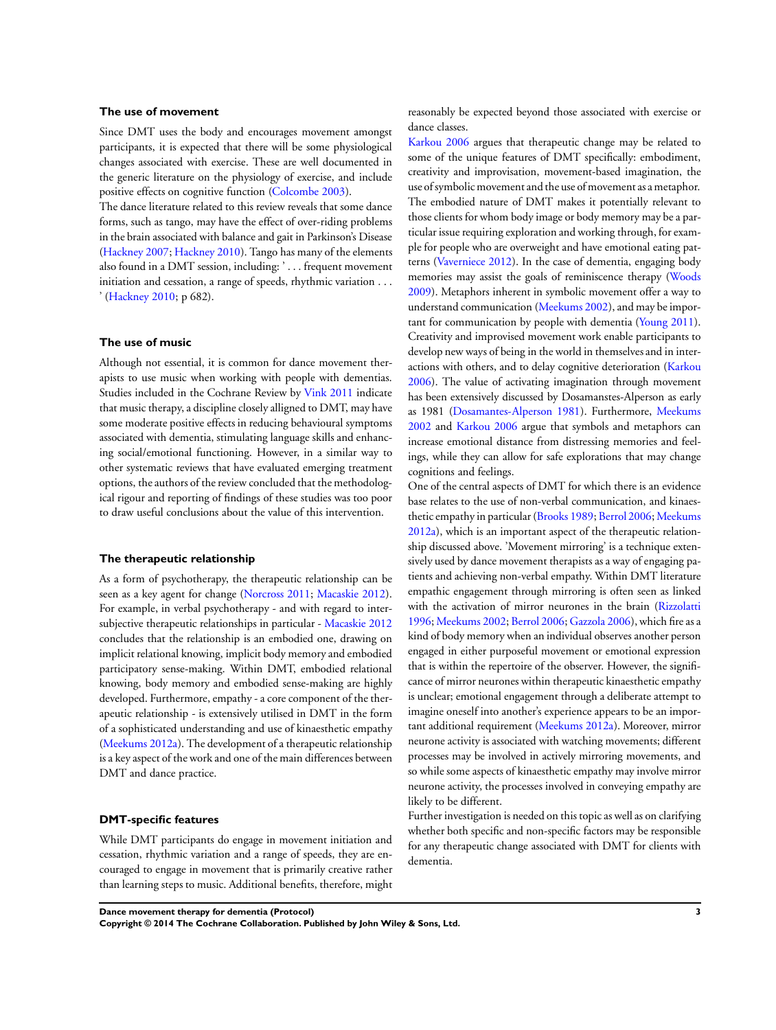### The use of movement

Since DMT uses the body and encourages movement amongst participants, it is expected that there will be some physiological changes associated with exercise. These are well documented in the generic literature on the physiology of exercise, and include positive effects on cognitive function (Colcombe 2003).

The dance literature related to this review reveals that some dance forms, such as tango, may have the effect of over-riding problems in the brain associated with balance and gait in Parkinson's Disease (Hackney 2007; Hackney 2010). Tango has many of the elements also found in a DMT session, including: ' . . . frequent movement initiation and cessation, a range of speeds, rhythmic variation . . . ' (Hackney 2010; p 682).

### The use of music

Although not essential, it is common for dance movement therapists to use music when working with people with dementias. Studies included in the Cochrane Review by Vink 2011 indicate that music therapy, a discipline closely alligned to DMT, may have some moderate positive effects in reducing behavioural symptoms associated with dementia, stimulating language skills and enhancing social/emotional functioning. However, in a similar way to other systematic reviews that have evaluated emerging treatment options, the authors of the review concluded that the methodological rigour and reporting of findings of these studies was too poor to draw useful conclusions about the value of this intervention.

### The therapeutic relationship

As a form of psychotherapy, the therapeutic relationship can be seen as a key agent for change (Norcross 2011; Macaskie 2012). For example, in verbal psychotherapy - and with regard to intersubjective therapeutic relationships in particular - Macaskie 2012 concludes that the relationship is an embodied one, drawing on implicit relational knowing, implicit body memory and embodied participatory sense-making. Within DMT, embodied relational knowing, body memory and embodied sense-making are highly developed. Furthermore, empathy - a core component of the therapeutic relationship - is extensively utilised in DMT in the form of a sophisticated understanding and use of kinaesthetic empathy (Meekums 2012a). The development of a therapeutic relationship is a key aspect of the work and one of the main differences between DMT and dance practice.

### DMT-specific features

While DMT participants do engage in movement initiation and cessation, rhythmic variation and a range of speeds, they are encouraged to engage in movement that is primarily creative rather than learning steps to music. Additional benefits, therefore, might reasonably be expected beyond those associated with exercise or dance classes.

Karkou 2006 argues that therapeutic change may be related to some of the unique features of DMT specifically: embodiment, creativity and improvisation, movement-based imagination, the use of symbolic movement and the use of movement as a metaphor. The embodied nature of DMT makes it potentially relevant to those clients for whom body image or body memory may be a particular issue requiring exploration and working through, for example for people who are overweight and have emotional eating patterns (Vaverniece 2012). In the case of dementia, engaging body memories may assist the goals of reminiscence therapy (Woods 2009). Metaphors inherent in symbolic movement offer a way to understand communication (Meekums 2002), and may be important for communication by people with dementia (Young 2011). Creativity and improvised movement work enable participants to develop new ways of being in the world in themselves and in interactions with others, and to delay cognitive deterioration (Karkou 2006). The value of activating imagination through movement has been extensively discussed by Dosamanstes-Alperson as early as 1981 (Dosamantes-Alperson 1981). Furthermore, Meekums 2002 and Karkou 2006 argue that symbols and metaphors can increase emotional distance from distressing memories and feelings, while they can allow for safe explorations that may change cognitions and feelings.

One of the central aspects of DMT for which there is an evidence base relates to the use of non-verbal communication, and kinaesthetic empathy in particular (Brooks 1989; Berrol 2006; Meekums 2012a), which is an important aspect of the therapeutic relationship discussed above. 'Movement mirroring' is a technique extensively used by dance movement therapists as a way of engaging patients and achieving non-verbal empathy. Within DMT literature empathic engagement through mirroring is often seen as linked with the activation of mirror neurones in the brain (Rizzolatti 1996; Meekums 2002; Berrol 2006; Gazzola 2006), which fire as a kind of body memory when an individual observes another person engaged in either purposeful movement or emotional expression that is within the repertoire of the observer. However, the significance of mirror neurones within therapeutic kinaesthetic empathy is unclear; emotional engagement through a deliberate attempt to imagine oneself into another's experience appears to be an important additional requirement (Meekums 2012a). Moreover, mirror neurone activity is associated with watching movements; different processes may be involved in actively mirroring movements, and so while some aspects of kinaesthetic empathy may involve mirror neurone activity, the processes involved in conveying empathy are likely to be different.

Further investigation is needed on this topic as well as on clarifying whether both specific and non-specific factors may be responsible for any therapeutic change associated with DMT for clients with dementia.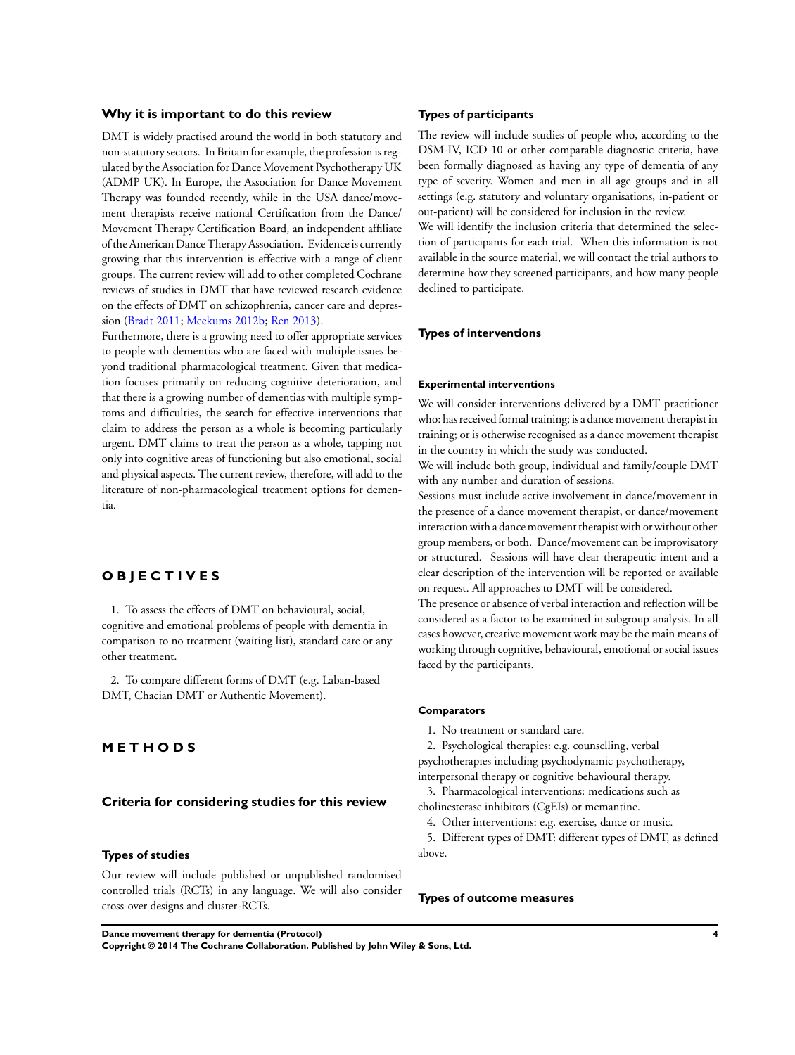## Why it is important to do this review

DMT is widely practised around the world in both statutory and non-statutory sectors. In Britain for example, the profession is regulated by the Association for Dance Movement Psychotherapy UK (ADMP UK). In Europe, the Association for Dance Movement Therapy was founded recently, while in the USA dance/movement therapists receive national Certification from the Dance/Movement Therapy Certification Board, an independent affiliate of the American Dance Therapy Association. Evidence is currently growing that this intervention is effective with a range of client groups. The current review will add to other completed Cochrane reviews of studies in DMT that have reviewed research evidence on the effects of DMT on schizophrenia, cancer care and depression (Bradt 2011; Meekums 2012b; Ren 2013).

Furthermore, there is a growing need to offer appropriate services to people with dementias who are faced with multiple issues beyond traditional pharmacological treatment. Given that medication focuses primarily on reducing cognitive deterioration, and that there is a growing number of dementias with multiple symptoms and difficulties, the search for effective interventions that claim to address the person as a whole is becoming particularly urgent. DMT claims to treat the person as a whole, tapping not only into cognitive areas of functioning but also emotional, social and physical aspects. The current review, therefore, will add to the literature of non-pharmacological treatment options for dementia.

# OBJECTIVES

1. To assess the effects of DMT on behavioural, social, cognitive and emotional problems of people with dementia in comparison to no treatment (waiting list), standard care or any other treatment.

2. To compare different forms of DMT (e.g. Laban-based DMT, Chacian DMT or Authentic Movement).

# METHODS

## Criteria for considering studies for this review

### Types of studies

Our review will include published or unpublished randomised controlled trials (RCTs) in any language. We will also consider cross-over designs and cluster-RCTs.

### Types of participants

The review will include studies of people who, according to the DSM-IV, ICD-10 or other comparable diagnostic criteria, have been formally diagnosed as having any type of dementia of any type of severity. Women and men in all age groups and in all settings (e.g. statutory and voluntary organisations, in-patient or out-patient) will be considered for inclusion in the review.

We will identify the inclusion criteria that determined the selection of participants for each trial. When this information is not available in the source material, we will contact the trial authors to determine how they screened participants, and how many people declined to participate.

### Types of interventions

#### Experimental interventions

We will consider interventions delivered by a DMT practitioner who: has received formal training; is a dance movement therapist in training; or is otherwise recognised as a dance movement therapist in the country in which the study was conducted.

We will include both group, individual and family/couple DMT with any number and duration of sessions.

Sessions must include active involvement in dance/movement in the presence of a dance movement therapist, or dance/movement interaction with a dance movement therapist with or without other group members, or both. Dance/movement can be improvisatory or structured. Sessions will have clear therapeutic intent and a clear description of the intervention will be reported or available on request. All approaches to DMT will be considered.

The presence or absence of verbal interaction and reflection will be considered as a factor to be examined in subgroup analysis. In all cases however, creative movement work may be the main means of working through cognitive, behavioural, emotional or social issues faced by the participants.

#### Comparators

1. No treatment or standard care.
2. Psychological therapies: e.g. counselling, verbal psychotherapies including psychodynamic psychotherapy, interpersonal therapy or cognitive behavioural therapy.
3. Pharmacological interventions: medications such as cholinesterase inhibitors (CgEIs) or memantine.
4. Other interventions: e.g. exercise, dance or music.
5. Different types of DMT: different types of DMT, as defined above.

### Types of outcome measures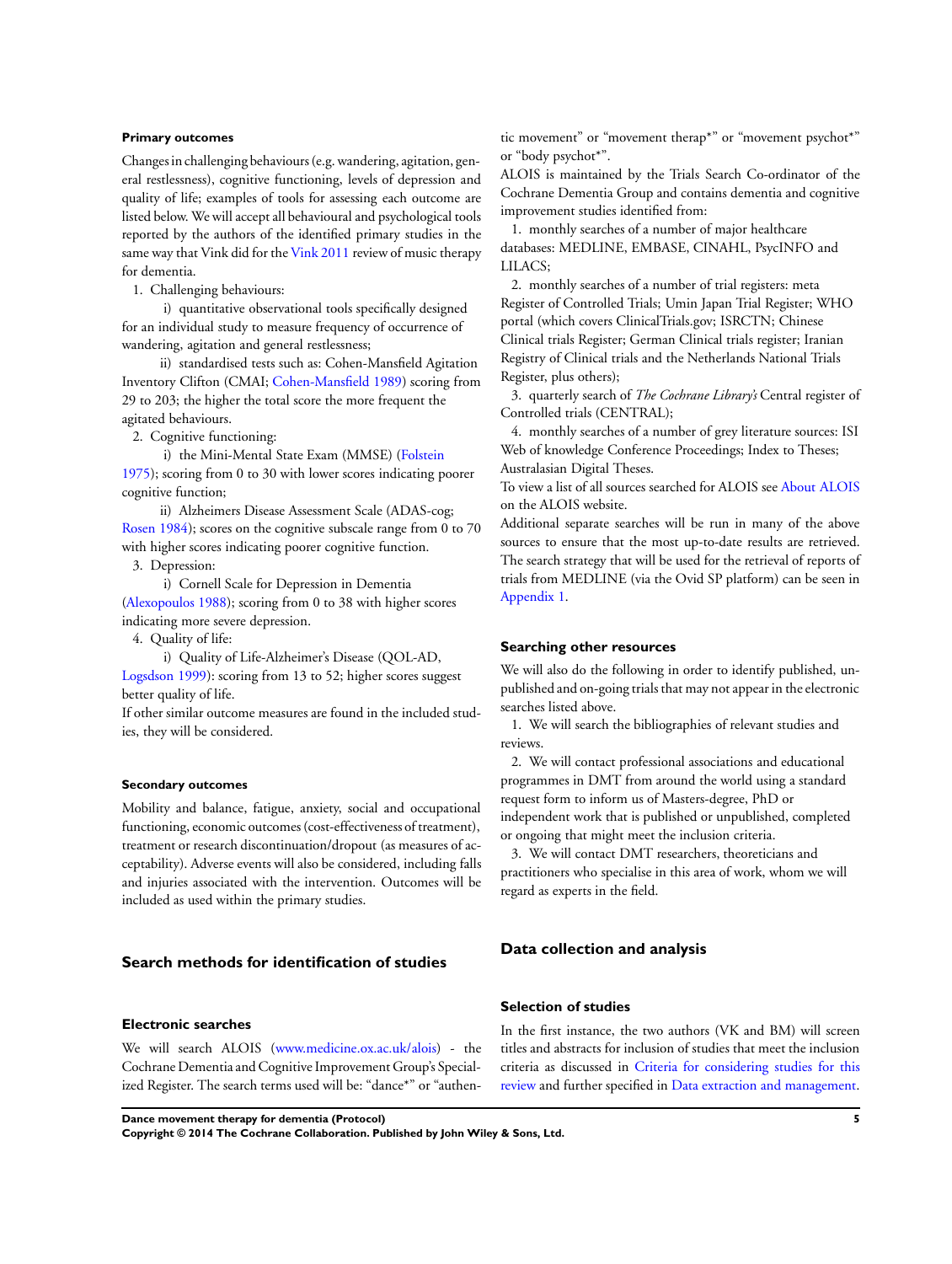#### Primary outcomes

Changes in challenging behaviours (e.g. wandering, agitation, general restlessness), cognitive functioning, levels of depression and quality of life; examples of tools for assessing each outcome are listed below. We will accept all behavioural and psychological tools reported by the authors of the identified primary studies in the same way that Vink did for the Vink 2011 review of music therapy for dementia.

1. Challenging behaviours:

   i) quantitative observational tools specifically designed for an individual study to measure frequency of occurrence of wandering, agitation and general restlessness;

   ii) standardised tests such as: Cohen-Mansfield Agitation Inventory Clifton (CMAI; Cohen-Mansfield 1989) scoring from 29 to 203; the higher the total score the more frequent the agitated behaviours.

2. Cognitive functioning:

   i) the Mini-Mental State Exam (MMSE) (Folstein 1975); scoring from 0 to 30 with lower scores indicating poorer cognitive function;

   ii) Alzheimers Disease Assessment Scale (ADAS-cog; Rosen 1984); scores on the cognitive subscale range from 0 to 70 with higher scores indicating poorer cognitive function.

3. Depression:

   i) Cornell Scale for Depression in Dementia (Alexopoulos 1988); scoring from 0 to 38 with higher scores indicating more severe depression.

4. Quality of life:

   i) Quality of Life-Alzheimer's Disease (QOL-AD, Logsdson 1999): scoring from 13 to 52; higher scores suggest better quality of life.

If other similar outcome measures are found in the included studies, they will be considered.

#### Secondary outcomes

Mobility and balance, fatigue, anxiety, social and occupational functioning, economic outcomes (cost-effectiveness of treatment), treatment or research discontinuation/dropout (as measures of acceptability). Adverse events will also be considered, including falls and injuries associated with the intervention. Outcomes will be included as used within the primary studies.

## Search methods for identification of studies

### Electronic searches

We will search ALOIS (www.medicine.ox.ac.uk/alois) - the Cochrane Dementia and Cognitive Improvement Group's Specialized Register. The search terms used will be: "dance*" or "authentic movement" or "movement therap*" or "movement psychot*" or "body psychot*".

ALOIS is maintained by the Trials Search Co-ordinator of the Cochrane Dementia Group and contains dementia and cognitive improvement studies identified from:

1. monthly searches of a number of major healthcare databases: MEDLINE, EMBASE, CINAHL, PsycINFO and LILACS;
2. monthly searches of a number of trial registers: meta Register of Controlled Trials; Umin Japan Trial Register; WHO portal (which covers ClinicalTrials.gov; ISRCTN; Chinese Clinical trials Register; German Clinical trials register; Iranian Registry of Clinical trials and the Netherlands National Trials Register, plus others);
3. quarterly search of *The Cochrane Library's* Central register of Controlled trials (CENTRAL);
4. monthly searches of a number of grey literature sources: ISI Web of knowledge Conference Proceedings; Index to Theses; Australasian Digital Theses.

To view a list of all sources searched for ALOIS see About ALOIS on the ALOIS website.

Additional separate searches will be run in many of the above sources to ensure that the most up-to-date results are retrieved. The search strategy that will be used for the retrieval of reports of trials from MEDLINE (via the Ovid SP platform) can be seen in Appendix 1.

### Searching other resources

We will also do the following in order to identify published, unpublished and on-going trials that may not appear in the electronic searches listed above.

1. We will search the bibliographies of relevant studies and reviews.
2. We will contact professional associations and educational programmes in DMT from around the world using a standard request form to inform us of Masters-degree, PhD or independent work that is published or unpublished, completed or ongoing that might meet the inclusion criteria.
3. We will contact DMT researchers, theoreticians and practitioners who specialise in this area of work, whom we will regard as experts in the field.

## Data collection and analysis

### Selection of studies

In the first instance, the two authors (VK and BM) will screen titles and abstracts for inclusion of studies that meet the inclusion criteria as discussed in Criteria for considering studies for this review and further specified in Data extraction and management.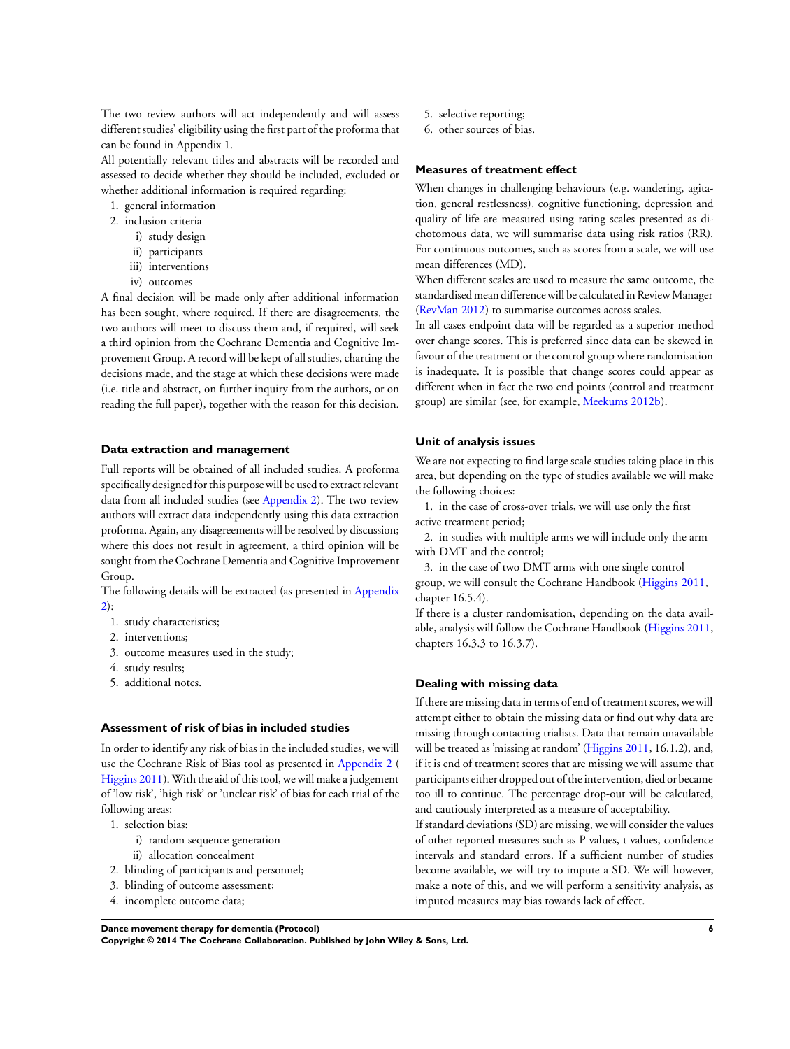The two review authors will act independently and will assess different studies' eligibility using the first part of the proforma that can be found in Appendix 1.

All potentially relevant titles and abstracts will be recorded and assessed to decide whether they should be included, excluded or whether additional information is required regarding:

1. general information
2. inclusion criteria
    i) study design
    ii) participants
    iii) interventions
    iv) outcomes

A final decision will be made only after additional information has been sought, where required. If there are disagreements, the two authors will meet to discuss them and, if required, will seek a third opinion from the Cochrane Dementia and Cognitive Improvement Group. A record will be kept of all studies, charting the decisions made, and the stage at which these decisions were made (i.e. title and abstract, on further inquiry from the authors, or on reading the full paper), together with the reason for this decision.

### Data extraction and management

Full reports will be obtained of all included studies. A proforma specifically designed for this purpose will be used to extract relevant data from all included studies (see Appendix 2). The two review authors will extract data independently using this data extraction proforma. Again, any disagreements will be resolved by discussion; where this does not result in agreement, a third opinion will be sought from the Cochrane Dementia and Cognitive Improvement Group.

The following details will be extracted (as presented in Appendix 2):

1. study characteristics;
2. interventions;
3. outcome measures used in the study;
4. study results;
5. additional notes.

### Assessment of risk of bias in included studies

In order to identify any risk of bias in the included studies, we will use the Cochrane Risk of Bias tool as presented in Appendix 2 ( Higgins 2011). With the aid of this tool, we will make a judgement of 'low risk', 'high risk' or 'unclear risk' of bias for each trial of the following areas:

1. selection bias:
    i) random sequence generation
    ii) allocation concealment
2. blinding of participants and personnel;
3. blinding of outcome assessment;
4. incomplete outcome data;
5. selective reporting;
6. other sources of bias.

### Measures of treatment effect

When changes in challenging behaviours (e.g. wandering, agitation, general restlessness), cognitive functioning, depression and quality of life are measured using rating scales presented as dichotomous data, we will summarise data using risk ratios (RR). For continuous outcomes, such as scores from a scale, we will use mean differences (MD).

When different scales are used to measure the same outcome, the standardised mean difference will be calculated in Review Manager (RevMan 2012) to summarise outcomes across scales.

In all cases endpoint data will be regarded as a superior method over change scores. This is preferred since data can be skewed in favour of the treatment or the control group where randomisation is inadequate. It is possible that change scores could appear as different when in fact the two end points (control and treatment group) are similar (see, for example, Meekums 2012b).

### Unit of analysis issues

We are not expecting to find large scale studies taking place in this area, but depending on the type of studies available we will make the following choices:

1. in the case of cross-over trials, we will use only the first active treatment period;
2. in studies with multiple arms we will include only the arm with DMT and the control;
3. in the case of two DMT arms with one single control group, we will consult the Cochrane Handbook (Higgins 2011, chapter 16.5.4).

If there is a cluster randomisation, depending on the data available, analysis will follow the Cochrane Handbook (Higgins 2011, chapters 16.3.3 to 16.3.7).

### Dealing with missing data

If there are missing data in terms of end of treatment scores, we will attempt either to obtain the missing data or find out why data are missing through contacting trialists. Data that remain unavailable will be treated as 'missing at random' (Higgins 2011, 16.1.2), and, if it is end of treatment scores that are missing we will assume that participants either dropped out of the intervention, died or became too ill to continue. The percentage drop-out will be calculated, and cautiously interpreted as a measure of acceptability.

If standard deviations (SD) are missing, we will consider the values of other reported measures such as P values, t values, confidence intervals and standard errors. If a sufficient number of studies become available, we will try to impute a SD. We will however, make a note of this, and we will perform a sensitivity analysis, as imputed measures may bias towards lack of effect.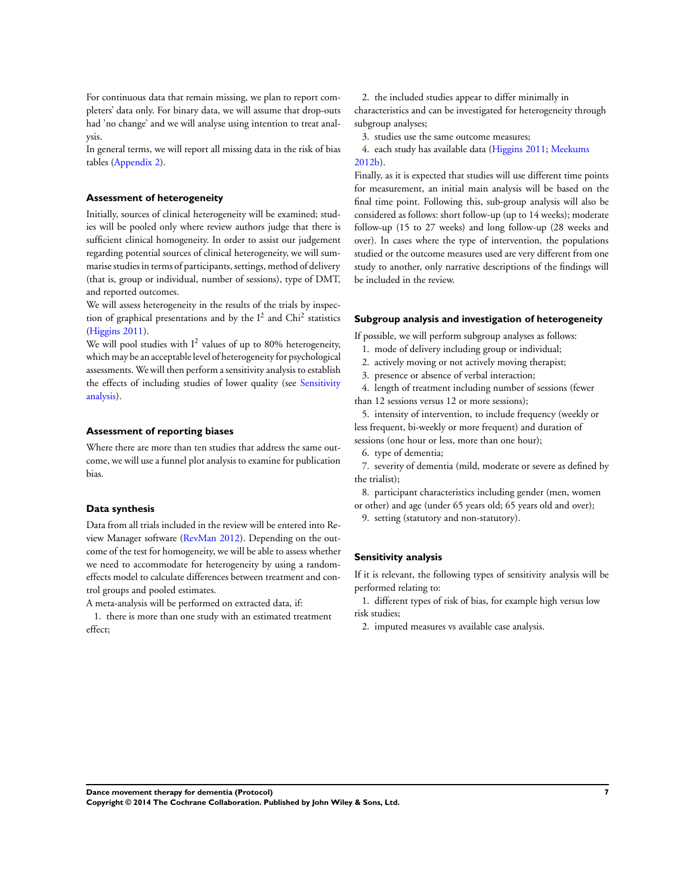For continuous data that remain missing, we plan to report completers' data only. For binary data, we will assume that drop-outs had 'no change' and we will analyse using intention to treat analysis.

In general terms, we will report all missing data in the risk of bias tables (Appendix 2).

### Assessment of heterogeneity

Initially, sources of clinical heterogeneity will be examined; studies will be pooled only where review authors judge that there is sufficient clinical homogeneity. In order to assist our judgement regarding potential sources of clinical heterogeneity, we will summarise studies in terms of participants, settings, method of delivery (that is, group or individual, number of sessions), type of DMT, and reported outcomes.

We will assess heterogeneity in the results of the trials by inspection of graphical presentations and by the $I^2$ and $Chi^2$ statistics (Higgins 2011).

We will pool studies with $I^2$ values of up to 80% heterogeneity, which may be an acceptable level of heterogeneity for psychological assessments. We will then perform a sensitivity analysis to establish the effects of including studies of lower quality (see Sensitivity analysis).

### Assessment of reporting biases

Where there are more than ten studies that address the same outcome, we will use a funnel plot analysis to examine for publication bias.

### Data synthesis

Data from all trials included in the review will be entered into Review Manager software (RevMan 2012). Depending on the outcome of the test for homogeneity, we will be able to assess whether we need to accommodate for heterogeneity by using a random-effects model to calculate differences between treatment and control groups and pooled estimates.

A meta-analysis will be performed on extracted data, if:

1. there is more than one study with an estimated treatment effect;
2. the included studies appear to differ minimally in characteristics and can be investigated for heterogeneity through subgroup analyses;
3. studies use the same outcome measures;
4. each study has available data (Higgins 2011; Meekums 2012b).

Finally, as it is expected that studies will use different time points for measurement, an initial main analysis will be based on the final time point. Following this, sub-group analysis will also be considered as follows: short follow-up (up to 14 weeks); moderate follow-up (15 to 27 weeks) and long follow-up (28 weeks and over). In cases where the type of intervention, the populations studied or the outcome measures used are very different from one study to another, only narrative descriptions of the findings will be included in the review.

### Subgroup analysis and investigation of heterogeneity

If possible, we will perform subgroup analyses as follows:

1. mode of delivery including group or individual;
2. actively moving or not actively moving therapist;
3. presence or absence of verbal interaction;
4. length of treatment including number of sessions (fewer than 12 sessions versus 12 or more sessions);
5. intensity of intervention, to include frequency (weekly or less frequent, bi-weekly or more frequent) and duration of sessions (one hour or less, more than one hour);
6. type of dementia;
7. severity of dementia (mild, moderate or severe as defined by the trialist);
8. participant characteristics including gender (men, women or other) and age (under 65 years old; 65 years old and over);
9. setting (statutory and non-statutory).

### Sensitivity analysis

If it is relevant, the following types of sensitivity analysis will be performed relating to:

1. different types of risk of bias, for example high versus low risk studies;
2. imputed measures vs available case analysis.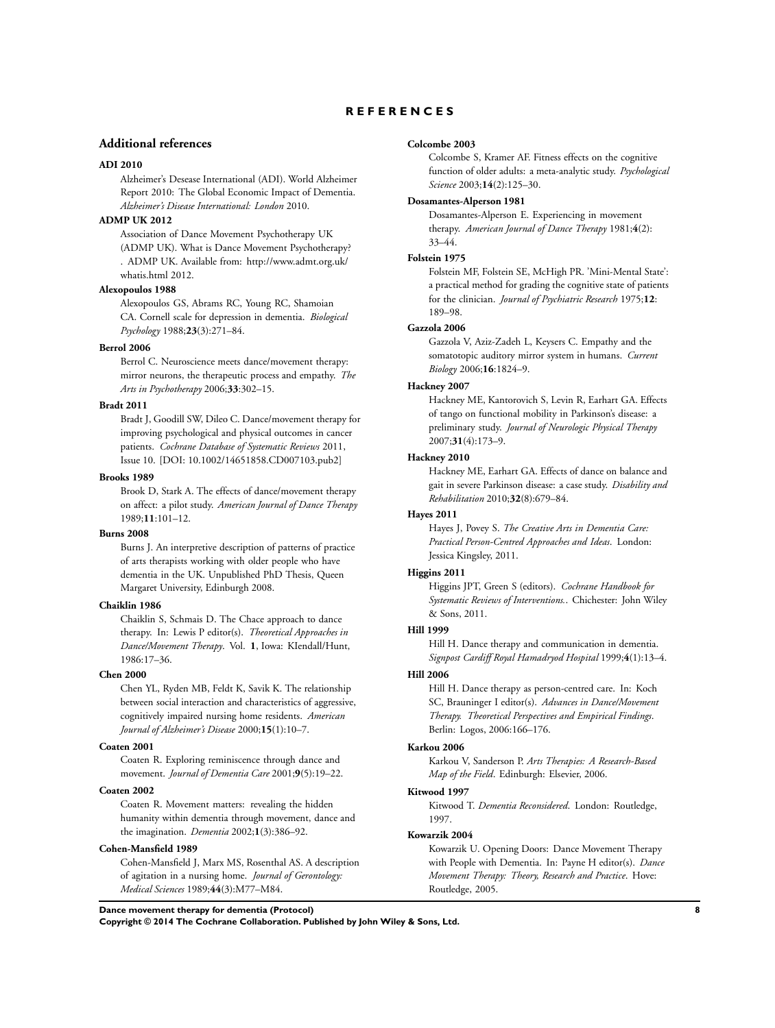# REFERENCES

## Additional references

**ADI 2010**

Alzheimer's Desease International (ADI). World Alzheimer Report 2010: The Global Economic Impact of Dementia. *Alzheimer's Disease International: London* 2010.

**ADMP UK 2012**

Association of Dance Movement Psychotherapy UK (ADMP UK). What is Dance Movement Psychotherapy? . ADMP UK. Available from: http://www.admt.org.uk/whatis.html 2012.

**Alexopoulos 1988**

Alexopoulos GS, Abrams RC, Young RC, Shamoian CA. Cornell scale for depression in dementia. *Biological Psychology* 1988;**23**(3):271–84.

**Berrol 2006**

Berrol C. Neuroscience meets dance/movement therapy: mirror neurons, the therapeutic process and empathy. *The Arts in Psychotherapy* 2006;**33**:302–15.

**Bradt 2011**

Bradt J, Goodill SW, Dileo C. Dance/movement therapy for improving psychological and physical outcomes in cancer patients. *Cochrane Database of Systematic Reviews* 2011, Issue 10. [DOI: 10.1002/14651858.CD007103.pub2]

**Brooks 1989**

Brook D, Stark A. The effects of dance/movement therapy on affect: a pilot study. *American Journal of Dance Therapy* 1989;**11**:101–12.

**Burns 2008**

Burns J. An interpretive description of patterns of practice of arts therapists working with older people who have dementia in the UK. Unpublished PhD Thesis, Queen Margaret University, Edinburgh 2008.

**Chaiklin 1986**

Chaiklin S, Schmais D. The Chace approach to dance therapy. In: Lewis P editor(s). *Theoretical Approaches in Dance/Movement Therapy*. Vol. **1**, Iowa: KIendall/Hunt, 1986:17–36.

**Chen 2000**

Chen YL, Ryden MB, Feldt K, Savik K. The relationship between social interaction and characteristics of aggressive, cognitively impaired nursing home residents. *American Journal of Alzheimer's Disease* 2000;**15**(1):10–7.

**Coaten 2001**

Coaten R. Exploring reminiscence through dance and movement. *Journal of Dementia Care* 2001;**9**(5):19–22.

**Coaten 2002**

Coaten R. Movement matters: revealing the hidden humanity within dementia through movement, dance and the imagination. *Dementia* 2002;**1**(3):386–92.

**Cohen-Mansfield 1989**

Cohen-Mansfield J, Marx MS, Rosenthal AS. A description of agitation in a nursing home. *Journal of Gerontology: Medical Sciences* 1989;**44**(3):M77–M84.

**Colcombe 2003**

Colcombe S, Kramer AF. Fitness effects on the cognitive function of older adults: a meta-analytic study. *Psychological Science* 2003;**14**(2):125–30.

**Dosamantes-Alperson 1981**

Dosamantes-Alperson E. Experiencing in movement therapy. *American Journal of Dance Therapy* 1981;**4**(2): 33–44.

**Folstein 1975**

Folstein MF, Folstein SE, McHigh PR. 'Mini-Mental State': a practical method for grading the cognitive state of patients for the clinician. *Journal of Psychiatric Research* 1975;**12**: 189–98.

**Gazzola 2006**

Gazzola V, Aziz-Zadeh L, Keysers C. Empathy and the somatotopic auditory mirror system in humans. *Current Biology* 2006;**16**:1824–9.

**Hackney 2007**

Hackney ME, Kantorovich S, Levin R, Earhart GA. Effects of tango on functional mobility in Parkinson's disease: a preliminary study. *Journal of Neurologic Physical Therapy* 2007;**31**(4):173–9.

**Hackney 2010**

Hackney ME, Earhart GA. Effects of dance on balance and gait in severe Parkinson disease: a case study. *Disability and Rehabilitation* 2010;**32**(8):679–84.

**Hayes 2011**

Hayes J, Povey S. *The Creative Arts in Dementia Care: Practical Person-Centred Approaches and Ideas*. London: Jessica Kingsley, 2011.

**Higgins 2011**

Higgins JPT, Green S (editors). *Cochrane Handbook for Systematic Reviews of Interventions.*. Chichester: John Wiley & Sons, 2011.

**Hill 1999**

Hill H. Dance therapy and communication in dementia. *Signpost Cardiff Royal Hamadryod Hospital* 1999;**4**(1):13–4.

**Hill 2006**

Hill H. Dance therapy as person-centred care. In: Koch SC, Brauninger I editor(s). *Advances in Dance/Movement Therapy. Theoretical Perspectives and Empirical Findings*. Berlin: Logos, 2006:166–176.

**Karkou 2006**

Karkou V, Sanderson P. *Arts Therapies: A Research-Based Map of the Field*. Edinburgh: Elsevier, 2006.

**Kitwood 1997**

Kitwood T. *Dementia Reconsidered*. London: Routledge, 1997.

**Kowarzik 2004**

Kowarzik U. Opening Doors: Dance Movement Therapy with People with Dementia. In: Payne H editor(s). *Dance Movement Therapy: Theory, Research and Practice*. Hove: Routledge, 2005.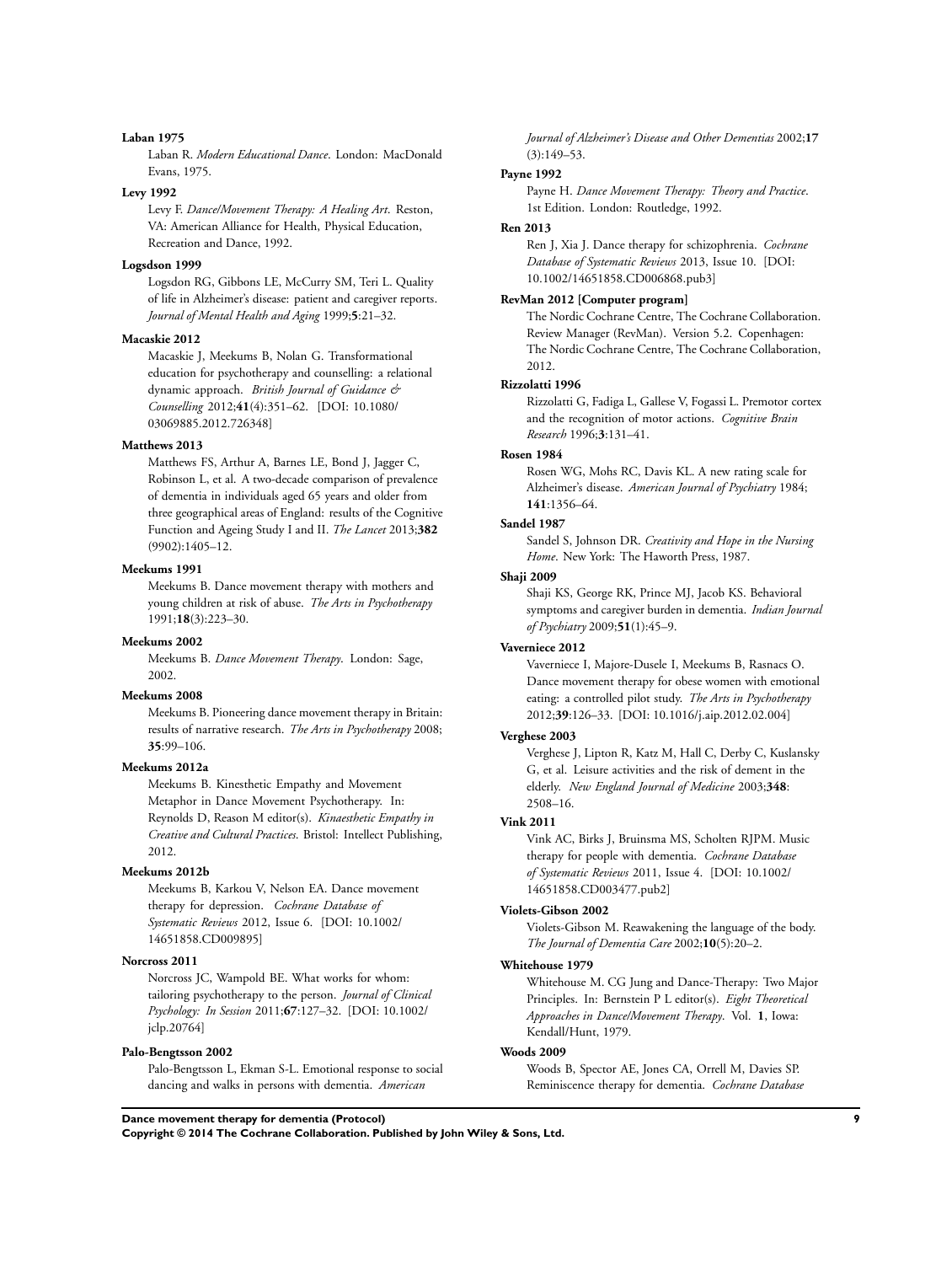**Laban 1975**

Laban R. *Modern Educational Dance*. London: MacDonald Evans, 1975.

**Levy 1992**

Levy F. *Dance/Movement Therapy: A Healing Art*. Reston, VA: American Alliance for Health, Physical Education, Recreation and Dance, 1992.

**Logsdson 1999**

Logsdon RG, Gibbons LE, McCurry SM, Teri L. Quality of life in Alzheimer's disease: patient and caregiver reports. *Journal of Mental Health and Aging* 1999;**5**:21–32.

**Macaskie 2012**

Macaskie J, Meekums B, Nolan G. Transformational education for psychotherapy and counselling: a relational dynamic approach. *British Journal of Guidance & Counselling* 2012;**41**(4):351–62. [DOI: 10.1080/03069885.2012.726348]

**Matthews 2013**

Matthews FS, Arthur A, Barnes LE, Bond J, Jagger C, Robinson L, et al. A two-decade comparison of prevalence of dementia in individuals aged 65 years and older from three geographical areas of England: results of the Cognitive Function and Ageing Study I and II. *The Lancet* 2013;**382** (9902):1405–12.

**Meekums 1991**

Meekums B. Dance movement therapy with mothers and young children at risk of abuse. *The Arts in Psychotherapy* 1991;**18**(3):223–30.

**Meekums 2002**

Meekums B. *Dance Movement Therapy*. London: Sage, 2002.

**Meekums 2008**

Meekums B. Pioneering dance movement therapy in Britain: results of narrative research. *The Arts in Psychotherapy* 2008; **35**:99–106.

**Meekums 2012a**

Meekums B. Kinesthetic Empathy and Movement Metaphor in Dance Movement Psychotherapy. In: Reynolds D, Reason M editor(s). *Kinaesthetic Empathy in Creative and Cultural Practices*. Bristol: Intellect Publishing, 2012.

**Meekums 2012b**

Meekums B, Karkou V, Nelson EA. Dance movement therapy for depression. *Cochrane Database of Systematic Reviews* 2012, Issue 6. [DOI: 10.1002/14651858.CD009895]

**Norcross 2011**

Norcross JC, Wampold BE. What works for whom: tailoring psychotherapy to the person. *Journal of Clinical Psychology: In Session* 2011;**67**:127–32. [DOI: 10.1002/jclp.20764]

**Palo-Bengtsson 2002**

Palo-Bengtsson L, Ekman S-L. Emotional response to social dancing and walks in persons with dementia. *American Journal of Alzheimer's Disease and Other Dementias* 2002;**17** (3):149–53.

**Payne 1992**

Payne H. *Dance Movement Therapy: Theory and Practice*. 1st Edition. London: Routledge, 1992.

**Ren 2013**

Ren J, Xia J. Dance therapy for schizophrenia. *Cochrane Database of Systematic Reviews* 2013, Issue 10. [DOI: 10.1002/14651858.CD006868.pub3]

**RevMan 2012 [Computer program]**

The Nordic Cochrane Centre, The Cochrane Collaboration. Review Manager (RevMan). Version 5.2. Copenhagen: The Nordic Cochrane Centre, The Cochrane Collaboration, 2012.

**Rizzolatti 1996**

Rizzolatti G, Fadiga L, Gallese V, Fogassi L. Premotor cortex and the recognition of motor actions. *Cognitive Brain Research* 1996;**3**:131–41.

**Rosen 1984**

Rosen WG, Mohs RC, Davis KL. A new rating scale for Alzheimer's disease. *American Journal of Psychiatry* 1984; **141**:1356–64.

**Sandel 1987**

Sandel S, Johnson DR. *Creativity and Hope in the Nursing Home*. New York: The Haworth Press, 1987.

**Shaji 2009**

Shaji KS, George RK, Prince MJ, Jacob KS. Behavioral symptoms and caregiver burden in dementia. *Indian Journal of Psychiatry* 2009;**51**(1):45–9.

**Vaverniece 2012**

Vaverniece I, Majore-Dusele I, Meekums B, Rasnacs O. Dance movement therapy for obese women with emotional eating: a controlled pilot study. *The Arts in Psychotherapy* 2012;**39**:126–33. [DOI: 10.1016/j.aip.2012.02.004]

**Verghese 2003**

Verghese J, Lipton R, Katz M, Hall C, Derby C, Kuslansky G, et al. Leisure activities and the risk of dement in the elderly. *New England Journal of Medicine* 2003;**348**: 2508–16.

**Vink 2011**

Vink AC, Birks J, Bruinsma MS, Scholten RJPM. Music therapy for people with dementia. *Cochrane Database of Systematic Reviews* 2011, Issue 4. [DOI: 10.1002/14651858.CD003477.pub2]

**Violets-Gibson 2002**

Violets-Gibson M. Reawakening the language of the body. *The Journal of Dementia Care* 2002;**10**(5):20–2.

**Whitehouse 1979**

Whitehouse M. CG Jung and Dance-Therapy: Two Major Principles. In: Bernstein P L editor(s). *Eight Theoretical Approaches in Dance/Movement Therapy*. Vol. **1**, Iowa: Kendall/Hunt, 1979.

**Woods 2009**

Woods B, Spector AE, Jones CA, Orrell M, Davies SP. Reminiscence therapy for dementia. *Cochrane Database*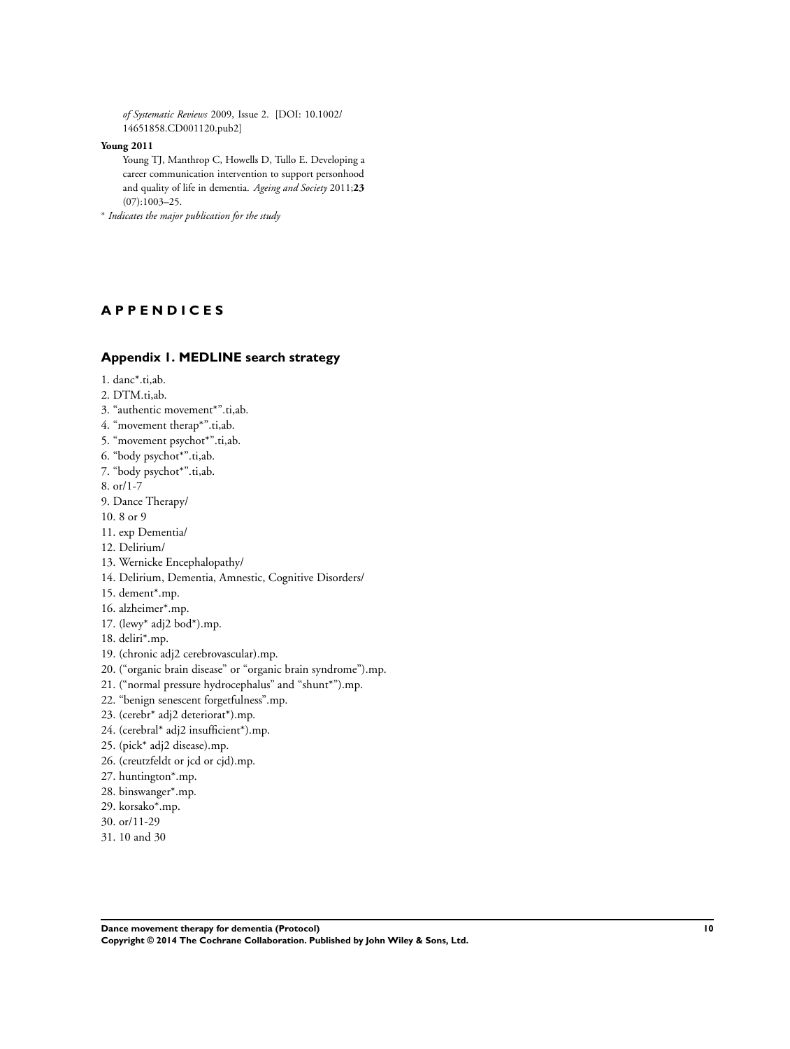*of Systematic Reviews* 2009, Issue 2. [DOI: 10.1002/14651858.CD001120.pub2]

**Young 2011**

Young TJ, Manthrop C, Howells D, Tullo E. Developing a career communication intervention to support personhood and quality of life in dementia. *Ageing and Society* 2011;**23** (07):1003–25.

* *Indicates the major publication for the study*

# APPENDICES

## Appendix 1. MEDLINE search strategy

1. danc*.ti,ab.
2. DTM.ti,ab.
3. "authentic movement*".ti,ab.
4. "movement therap*".ti,ab.
5. "movement psychot*".ti,ab.
6. "body psychot*".ti,ab.
7. "body psychot*".ti,ab.
8. or/1-7
9. Dance Therapy/
10. 8 or 9
11. exp Dementia/
12. Delirium/
13. Wernicke Encephalopathy/
14. Delirium, Dementia, Amnestic, Cognitive Disorders/
15. dement*.mp.
16. alzheimer*.mp.
17. (lewy* adj2 bod*).mp.
18. deliri*.mp.
19. (chronic adj2 cerebrovascular).mp.
20. ("organic brain disease" or "organic brain syndrome").mp.
21. ("normal pressure hydrocephalus" and "shunt*").mp.
22. "benign senescent forgetfulness".mp.
23. (cerebr* adj2 deteriorat*).mp.
24. (cerebral* adj2 insufficient*).mp.
25. (pick* adj2 disease).mp.
26. (creutzfeldt or jcd or cjd).mp.
27. huntington*.mp.
28. binswanger*.mp.
29. korsako*.mp.
30. or/11-29
31. 10 and 30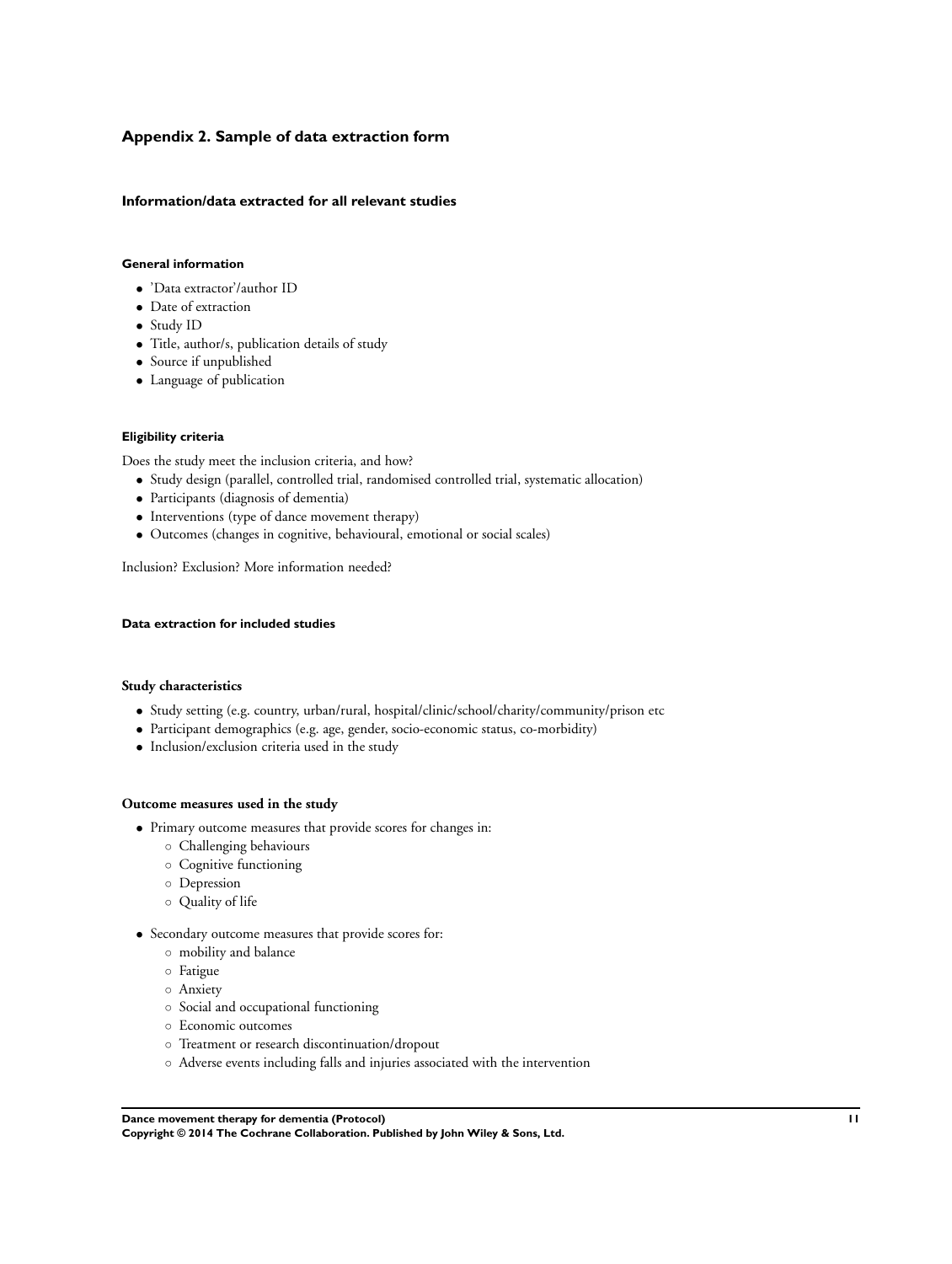## Appendix 2. Sample of data extraction form

### Information/data extracted for all relevant studies

#### General information

- 'Data extractor'/author ID
- Date of extraction
- Study ID
- Title, author/s, publication details of study
- Source if unpublished
- Language of publication

#### Eligibility criteria

Does the study meet the inclusion criteria, and how?

- Study design (parallel, controlled trial, randomised controlled trial, systematic allocation)
- Participants (diagnosis of dementia)
- Interventions (type of dance movement therapy)
- Outcomes (changes in cognitive, behavioural, emotional or social scales)

Inclusion? Exclusion? More information needed?

#### Data extraction for included studies

**Study characteristics**

- Study setting (e.g. country, urban/rural, hospital/clinic/school/charity/community/prison etc
- Participant demographics (e.g. age, gender, socio-economic status, co-morbidity)
- Inclusion/exclusion criteria used in the study

**Outcome measures used in the study**

- Primary outcome measures that provide scores for changes in:
  - Challenging behaviours
  - Cognitive functioning
  - Depression
  - Quality of life

- Secondary outcome measures that provide scores for:
  - mobility and balance
  - Fatigue
  - Anxiety
  - Social and occupational functioning
  - Economic outcomes
  - Treatment or research discontinuation/dropout
  - Adverse events including falls and injuries associated with the intervention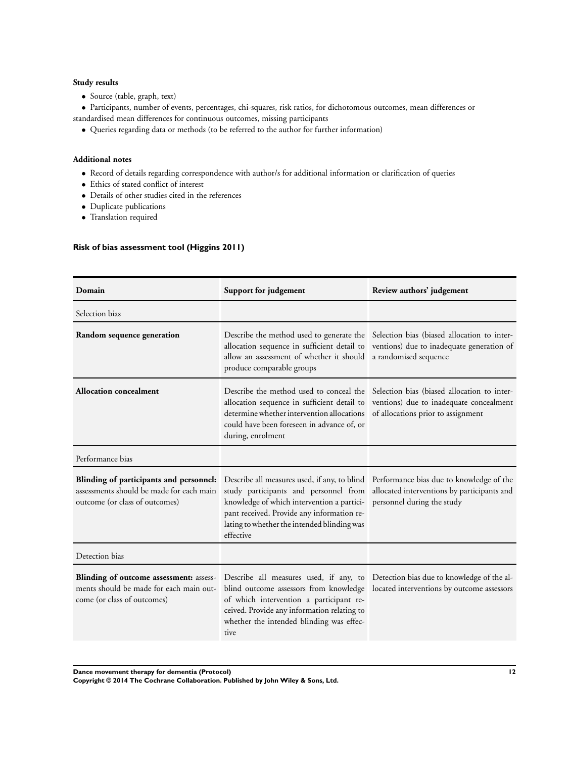**Study results**

- Source (table, graph, text)
- Participants, number of events, percentages, chi-squares, risk ratios, for dichotomous outcomes, mean differences or standardised mean differences for continuous outcomes, missing participants
- Queries regarding data or methods (to be referred to the author for further information)

**Additional notes**

- Record of details regarding correspondence with author/s for additional information or clarification of queries
- Ethics of stated conflict of interest
- Details of other studies cited in the references
- Duplicate publications
- Translation required

### Risk of bias assessment tool (Higgins 2011)

| Domain | Support for judgement | Review authors' judgement |
|---|---|---|
| Selection bias | | |
| **Random sequence generation** | Describe the method used to generate the allocation sequence in sufficient detail to allow an assessment of whether it should produce comparable groups | Selection bias (biased allocation to interventions) due to inadequate generation of a randomised sequence |
| **Allocation concealment** | Describe the method used to conceal the allocation sequence in sufficient detail to determine whether intervention allocations could have been foreseen in advance of, or during, enrolment | Selection bias (biased allocation to interventions) due to inadequate concealment of allocations prior to assignment |
| Performance bias | | |
| **Blinding of participants and personnel:** assessments should be made for each main outcome (or class of outcomes) | Describe all measures used, if any, to blind study participants and personnel from knowledge of which intervention a participant received. Provide any information relating to whether the intended blinding was effective | Performance bias due to knowledge of the allocated interventions by participants and personnel during the study |
| Detection bias | | |
| **Blinding of outcome assessment:** assessments should be made for each main outcome (or class of outcomes) | Describe all measures used, if any, to blind outcome assessors from knowledge of which intervention a participant received. Provide any information relating to whether the intended blinding was effective | Detection bias due to knowledge of the allocated interventions by outcome assessors |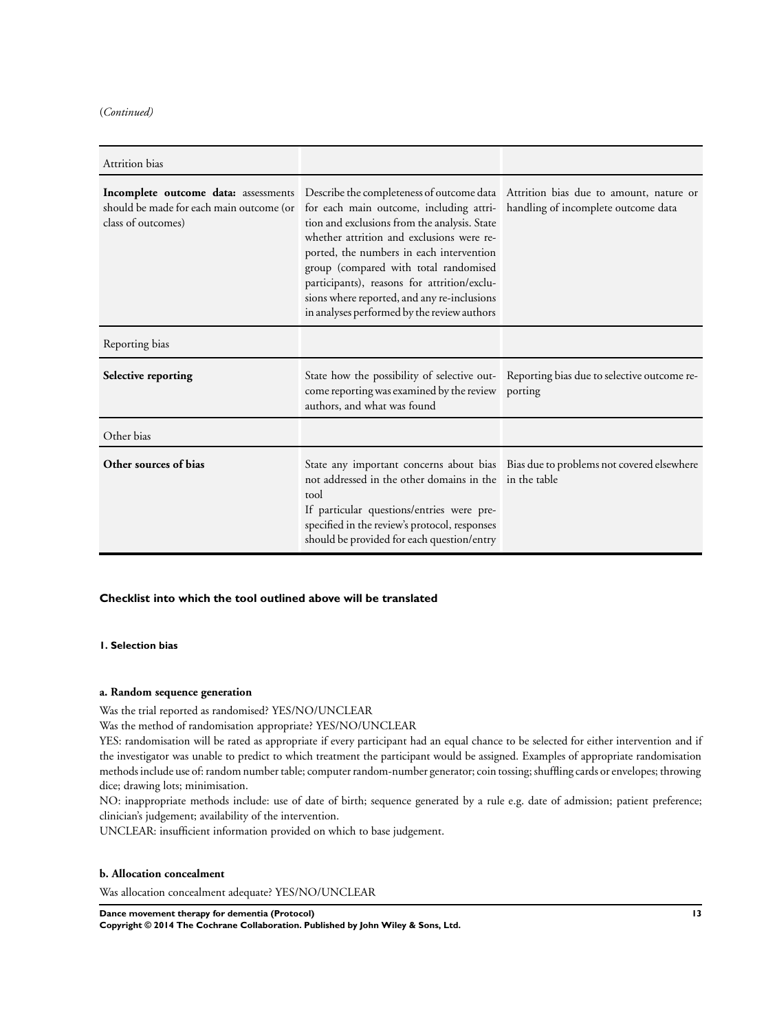(*Continued*)

| Attrition bias | | |
|---|---|---|
| **Incomplete outcome data:** assessments should be made for each main outcome (or class of outcomes) | Describe the completeness of outcome data for each main outcome, including attrition and exclusions from the analysis. State whether attrition and exclusions were reported, the numbers in each intervention group (compared with total randomised participants), reasons for attrition/exclusions where reported, and any re-inclusions in analyses performed by the review authors | Attrition bias due to amount, nature or handling of incomplete outcome data |
| Reporting bias | | |
| **Selective reporting** | State how the possibility of selective outcome reporting was examined by the review authors, and what was found | Reporting bias due to selective outcome reporting |
| Other bias | | |
| **Other sources of bias** | State any important concerns about bias not addressed in the other domains in the tool<br>If particular questions/entries were pre-specified in the review's protocol, responses should be provided for each question/entry | Bias due to problems not covered elsewhere in the table |

### Checklist into which the tool outlined above will be translated

#### 1. Selection bias

##### a. Random sequence generation

Was the trial reported as randomised? YES/NO/UNCLEAR

Was the method of randomisation appropriate? YES/NO/UNCLEAR

YES: randomisation will be rated as appropriate if every participant had an equal chance to be selected for either intervention and if the investigator was unable to predict to which treatment the participant would be assigned. Examples of appropriate randomisation methods include use of: random number table; computer random-number generator; coin tossing; shuffling cards or envelopes; throwing dice; drawing lots; minimisation.

NO: inappropriate methods include: use of date of birth; sequence generated by a rule e.g. date of admission; patient preference; clinician's judgement; availability of the intervention.

UNCLEAR: insufficient information provided on which to base judgement.

##### b. Allocation concealment

Was allocation concealment adequate? YES/NO/UNCLEAR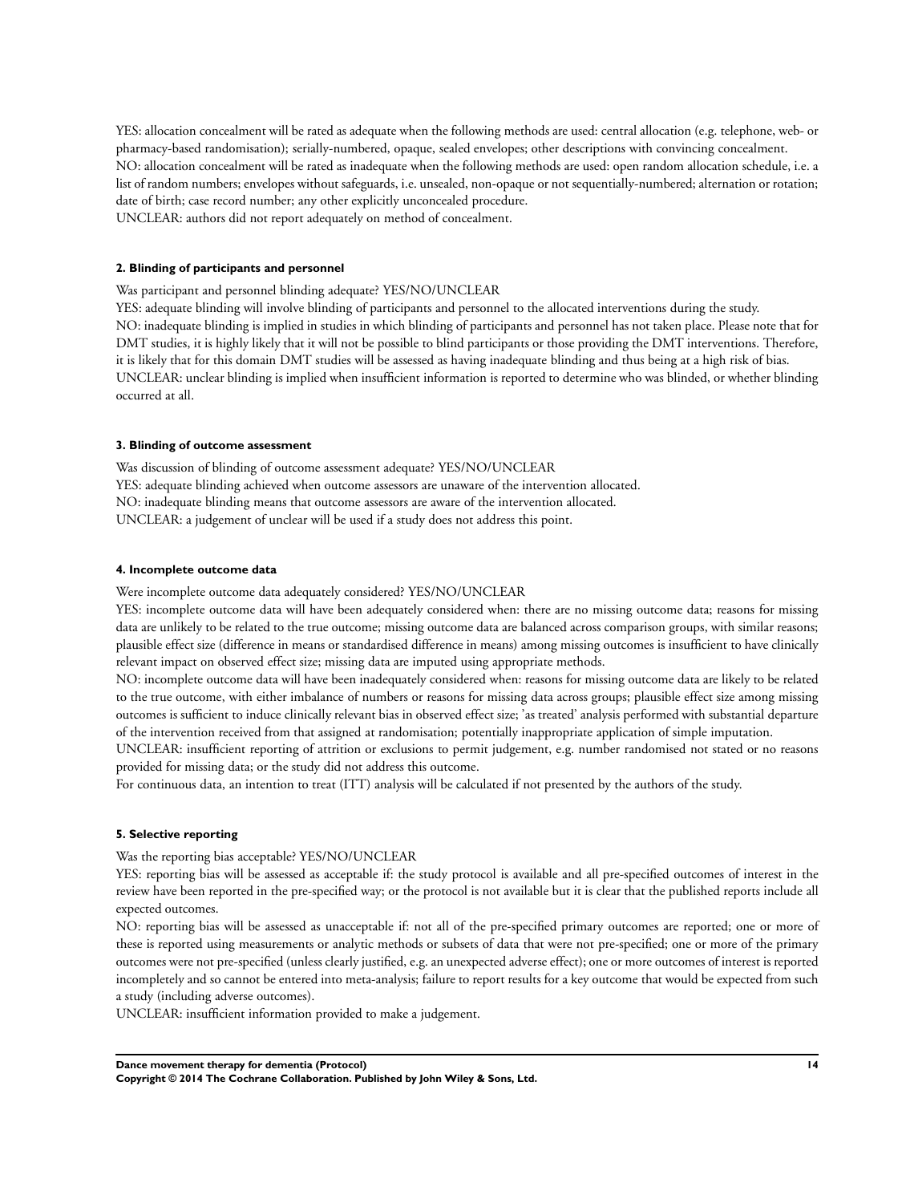YES: allocation concealment will be rated as adequate when the following methods are used: central allocation (e.g. telephone, web- or pharmacy-based randomisation); serially-numbered, opaque, sealed envelopes; other descriptions with convincing concealment.
NO: allocation concealment will be rated as inadequate when the following methods are used: open random allocation schedule, i.e. a list of random numbers; envelopes without safeguards, i.e. unsealed, non-opaque or not sequentially-numbered; alternation or rotation; date of birth; case record number; any other explicitly unconcealed procedure.
UNCLEAR: authors did not report adequately on method of concealment.

#### 2. Blinding of participants and personnel

Was participant and personnel blinding adequate? YES/NO/UNCLEAR
YES: adequate blinding will involve blinding of participants and personnel to the allocated interventions during the study.
NO: inadequate blinding is implied in studies in which blinding of participants and personnel has not taken place. Please note that for DMT studies, it is highly likely that it will not be possible to blind participants or those providing the DMT interventions. Therefore, it is likely that for this domain DMT studies will be assessed as having inadequate blinding and thus being at a high risk of bias.
UNCLEAR: unclear blinding is implied when insufficient information is reported to determine who was blinded, or whether blinding occurred at all.

#### 3. Blinding of outcome assessment

Was discussion of blinding of outcome assessment adequate? YES/NO/UNCLEAR
YES: adequate blinding achieved when outcome assessors are unaware of the intervention allocated.
NO: inadequate blinding means that outcome assessors are aware of the intervention allocated.
UNCLEAR: a judgement of unclear will be used if a study does not address this point.

#### 4. Incomplete outcome data

Were incomplete outcome data adequately considered? YES/NO/UNCLEAR
YES: incomplete outcome data will have been adequately considered when: there are no missing outcome data; reasons for missing data are unlikely to be related to the true outcome; missing outcome data are balanced across comparison groups, with similar reasons; plausible effect size (difference in means or standardised difference in means) among missing outcomes is insufficient to have clinically relevant impact on observed effect size; missing data are imputed using appropriate methods.
NO: incomplete outcome data will have been inadequately considered when: reasons for missing outcome data are likely to be related to the true outcome, with either imbalance of numbers or reasons for missing data across groups; plausible effect size among missing outcomes is sufficient to induce clinically relevant bias in observed effect size; 'as treated' analysis performed with substantial departure of the intervention received from that assigned at randomisation; potentially inappropriate application of simple imputation.
UNCLEAR: insufficient reporting of attrition or exclusions to permit judgement, e.g. number randomised not stated or no reasons provided for missing data; or the study did not address this outcome.
For continuous data, an intention to treat (ITT) analysis will be calculated if not presented by the authors of the study.

#### 5. Selective reporting

Was the reporting bias acceptable? YES/NO/UNCLEAR
YES: reporting bias will be assessed as acceptable if: the study protocol is available and all pre-specified outcomes of interest in the review have been reported in the pre-specified way; or the protocol is not available but it is clear that the published reports include all expected outcomes.
NO: reporting bias will be assessed as unacceptable if: not all of the pre-specified primary outcomes are reported; one or more of these is reported using measurements or analytic methods or subsets of data that were not pre-specified; one or more of the primary outcomes were not pre-specified (unless clearly justified, e.g. an unexpected adverse effect); one or more outcomes of interest is reported incompletely and so cannot be entered into meta-analysis; failure to report results for a key outcome that would be expected from such a study (including adverse outcomes).
UNCLEAR: insufficient information provided to make a judgement.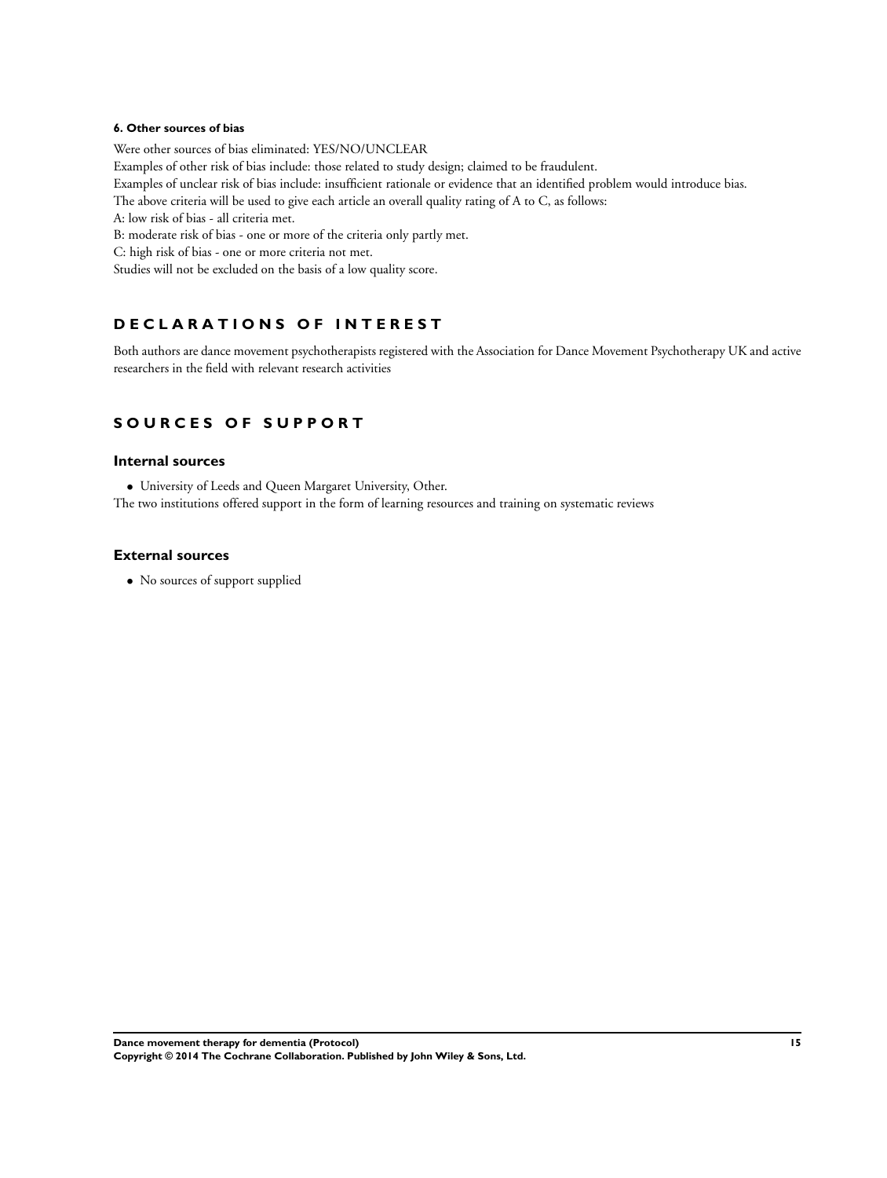#### 6. Other sources of bias

Were other sources of bias eliminated: YES/NO/UNCLEAR

Examples of other risk of bias include: those related to study design; claimed to be fraudulent.

Examples of unclear risk of bias include: insufficient rationale or evidence that an identified problem would introduce bias.

The above criteria will be used to give each article an overall quality rating of A to C, as follows:

A: low risk of bias - all criteria met.

B: moderate risk of bias - one or more of the criteria only partly met.

C: high risk of bias - one or more criteria not met.

Studies will not be excluded on the basis of a low quality score.

## DECLARATIONS OF INTEREST

Both authors are dance movement psychotherapists registered with the Association for Dance Movement Psychotherapy UK and active researchers in the field with relevant research activities

## SOURCES OF SUPPORT

### Internal sources

- University of Leeds and Queen Margaret University, Other.

The two institutions offered support in the form of learning resources and training on systematic reviews

### External sources

- No sources of support supplied